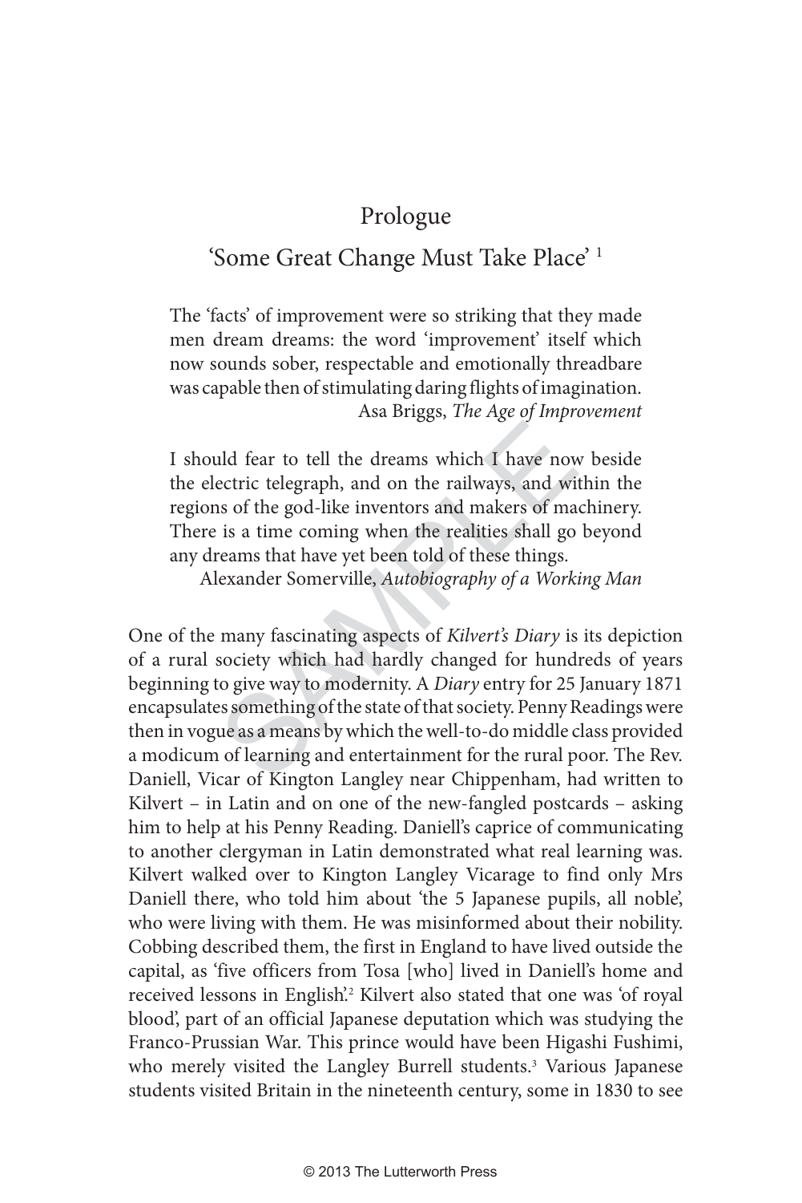# Prologue

## 'Some Great Change Must Take Place' [1]

> The 'facts' of improvement were so striking that they made men dream dreams: the word 'improvement' itself which now sounds sober, respectable and emotionally threadbare was capable then of stimulating daring flights of imagination.
>
> Asa Briggs, *The Age of Improvement*

> I should fear to tell the dreams which I have now beside the electric telegraph, and on the railways, and within the regions of the god-like inventors and makers of machinery. There is a time coming when the realities shall go beyond any dreams that have yet been told of these things.
>
> Alexander Somerville, *Autobiography of a Working Man*

One of the many fascinating aspects of *Kilvert's Diary* is its depiction of a rural society which had hardly changed for hundreds of years beginning to give way to modernity. A *Diary* entry for 25 January 1871 encapsulates something of the state of that society. Penny Readings were then in vogue as a means by which the well-to-do middle class provided a modicum of learning and entertainment for the rural poor. The Rev. Daniell, Vicar of Kington Langley near Chippenham, had written to Kilvert – in Latin and on one of the new-fangled postcards – asking him to help at his Penny Reading. Daniell's caprice of communicating to another clergyman in Latin demonstrated what real learning was. Kilvert walked over to Kington Langley Vicarage to find only Mrs Daniell there, who told him about 'the 5 Japanese pupils, all noble', who were living with them. He was misinformed about their nobility. Cobbing described them, the first in England to have lived outside the capital, as 'five officers from Tosa [who] lived in Daniell's home and received lessons in English'.[2] Kilvert also stated that one was 'of royal blood', part of an official Japanese deputation which was studying the Franco-Prussian War. This prince would have been Higashi Fushimi, who merely visited the Langley Burrell students.[3] Various Japanese students visited Britain in the nineteenth century, some in 1830 to see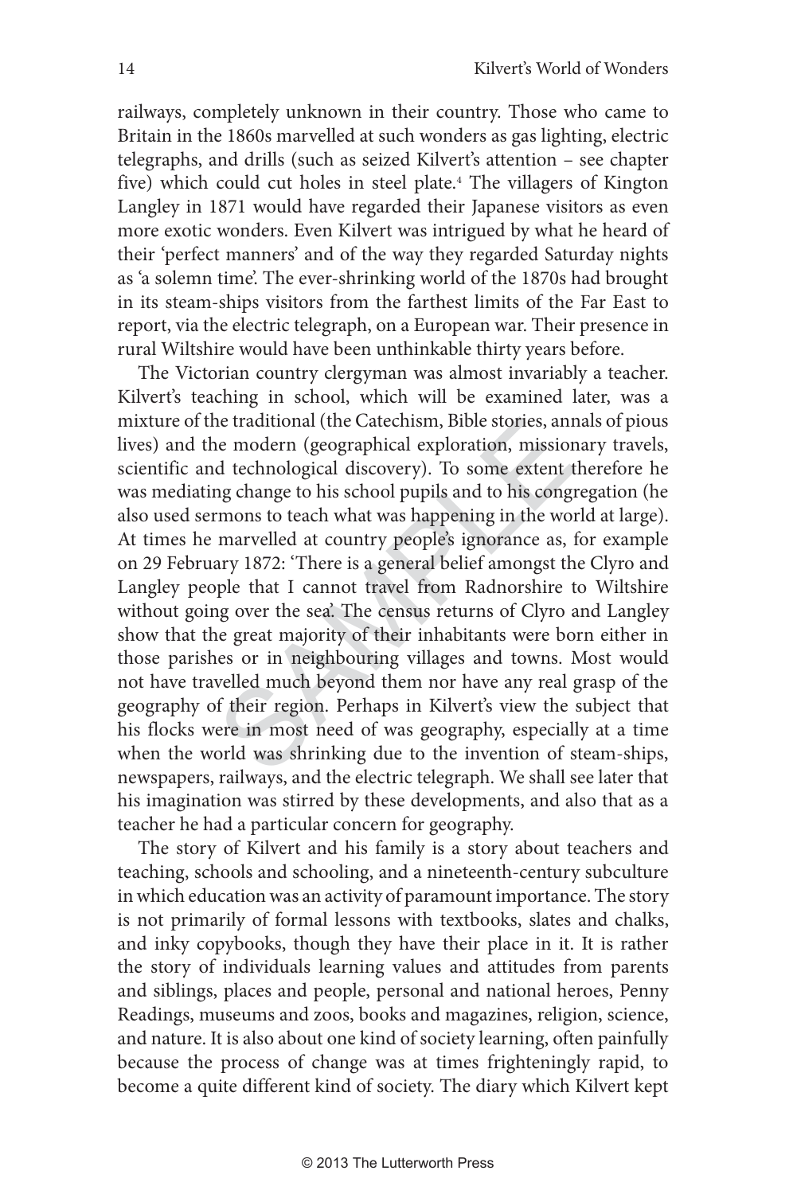railways, completely unknown in their country. Those who came to Britain in the 1860s marvelled at such wonders as gas lighting, electric telegraphs, and drills (such as seized Kilvert's attention – see chapter five) which could cut holes in steel plate.[4] The villagers of Kington Langley in 1871 would have regarded their Japanese visitors as even more exotic wonders. Even Kilvert was intrigued by what he heard of their 'perfect manners' and of the way they regarded Saturday nights as 'a solemn time'. The ever-shrinking world of the 1870s had brought in its steam-ships visitors from the farthest limits of the Far East to report, via the electric telegraph, on a European war. Their presence in rural Wiltshire would have been unthinkable thirty years before.

The Victorian country clergyman was almost invariably a teacher. Kilvert's teaching in school, which will be examined later, was a mixture of the traditional (the Catechism, Bible stories, annals of pious lives) and the modern (geographical exploration, missionary travels, scientific and technological discovery). To some extent therefore he was mediating change to his school pupils and to his congregation (he also used sermons to teach what was happening in the world at large). At times he marvelled at country people's ignorance as, for example on 29 February 1872: 'There is a general belief amongst the Clyro and Langley people that I cannot travel from Radnorshire to Wiltshire without going over the sea.' The census returns of Clyro and Langley show that the great majority of their inhabitants were born either in those parishes or in neighbouring villages and towns. Most would not have travelled much beyond them nor have any real grasp of the geography of their region. Perhaps in Kilvert's view the subject that his flocks were in most need of was geography, especially at a time when the world was shrinking due to the invention of steam-ships, newspapers, railways, and the electric telegraph. We shall see later that his imagination was stirred by these developments, and also that as a teacher he had a particular concern for geography.

The story of Kilvert and his family is a story about teachers and teaching, schools and schooling, and a nineteenth-century subculture in which education was an activity of paramount importance. The story is not primarily of formal lessons with textbooks, slates and chalks, and inky copybooks, though they have their place in it. It is rather the story of individuals learning values and attitudes from parents and siblings, places and people, personal and national heroes, Penny Readings, museums and zoos, books and magazines, religion, science, and nature. It is also about one kind of society learning, often painfully because the process of change was at times frighteningly rapid, to become a quite different kind of society. The diary which Kilvert kept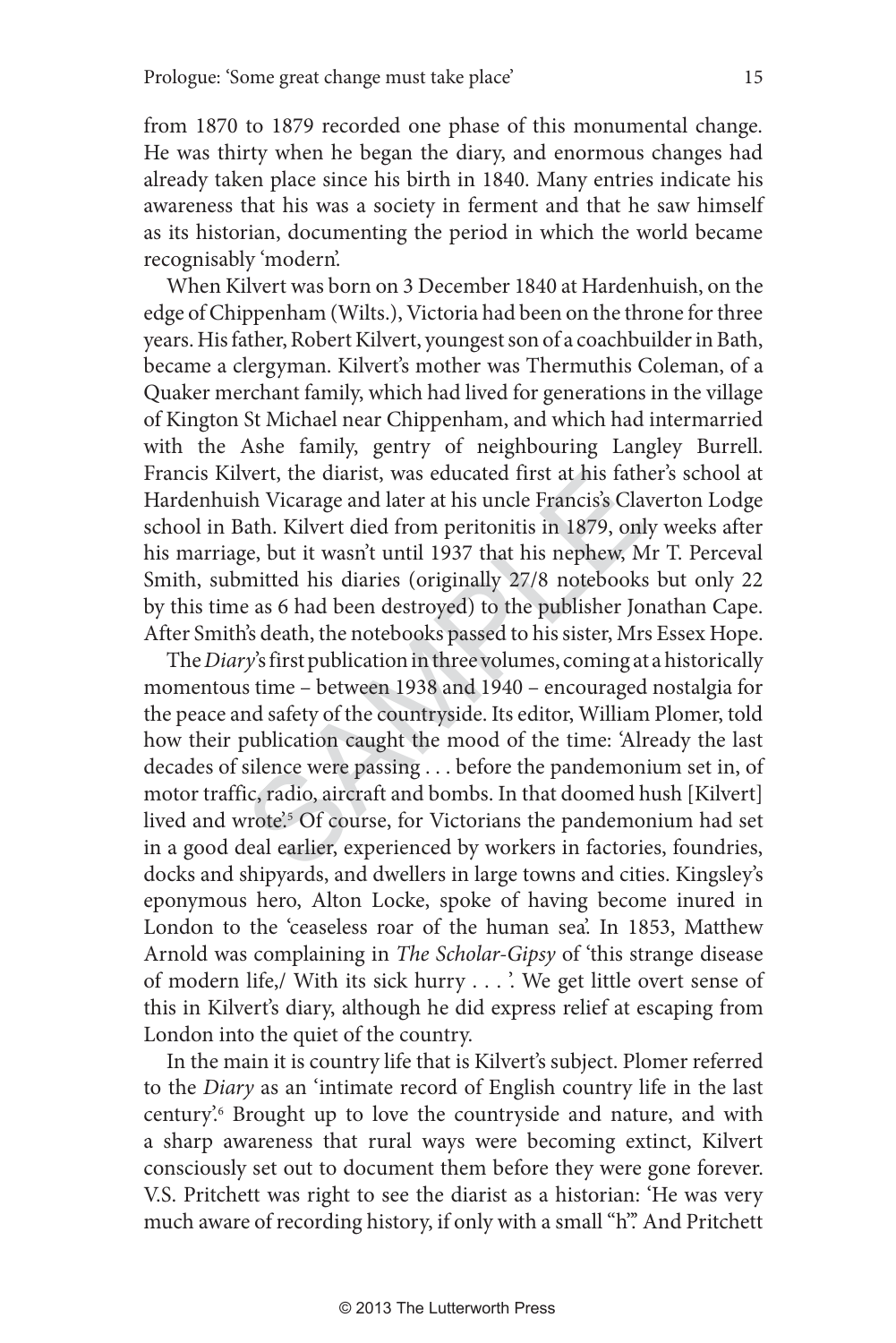from 1870 to 1879 recorded one phase of this monumental change. He was thirty when he began the diary, and enormous changes had already taken place since his birth in 1840. Many entries indicate his awareness that his was a society in ferment and that he saw himself as its historian, documenting the period in which the world became recognisably 'modern'.

When Kilvert was born on 3 December 1840 at Hardenhuish, on the edge of Chippenham (Wilts.), Victoria had been on the throne for three years. His father, Robert Kilvert, youngest son of a coachbuilder in Bath, became a clergyman. Kilvert's mother was Thermuthis Coleman, of a Quaker merchant family, which had lived for generations in the village of Kington St Michael near Chippenham, and which had intermarried with the Ashe family, gentry of neighbouring Langley Burrell. Francis Kilvert, the diarist, was educated first at his father's school at Hardenhuish Vicarage and later at his uncle Francis's Claverton Lodge school in Bath. Kilvert died from peritonitis in 1879, only weeks after his marriage, but it wasn't until 1937 that his nephew, Mr T. Perceval Smith, submitted his diaries (originally 27/8 notebooks but only 22 by this time as 6 had been destroyed) to the publisher Jonathan Cape. After Smith's death, the notebooks passed to his sister, Mrs Essex Hope.

The *Diary*'s first publication in three volumes, coming at a historically momentous time – between 1938 and 1940 – encouraged nostalgia for the peace and safety of the countryside. Its editor, William Plomer, told how their publication caught the mood of the time: 'Already the last decades of silence were passing . . . before the pandemonium set in, of motor traffic, radio, aircraft and bombs. In that doomed hush [Kilvert] lived and wrote'.[5] Of course, for Victorians the pandemonium had set in a good deal earlier, experienced by workers in factories, foundries, docks and shipyards, and dwellers in large towns and cities. Kingsley's eponymous hero, Alton Locke, spoke of having become inured in London to the 'ceaseless roar of the human sea'. In 1853, Matthew Arnold was complaining in *The Scholar-Gipsy* of 'this strange disease of modern life,/ With its sick hurry . . . '. We get little overt sense of this in Kilvert's diary, although he did express relief at escaping from London into the quiet of the country.

In the main it is country life that is Kilvert's subject. Plomer referred to the *Diary* as an 'intimate record of English country life in the last century'.[6] Brought up to love the countryside and nature, and with a sharp awareness that rural ways were becoming extinct, Kilvert consciously set out to document them before they were gone forever. V.S. Pritchett was right to see the diarist as a historian: 'He was very much aware of recording history, if only with a small "h"'. And Pritchett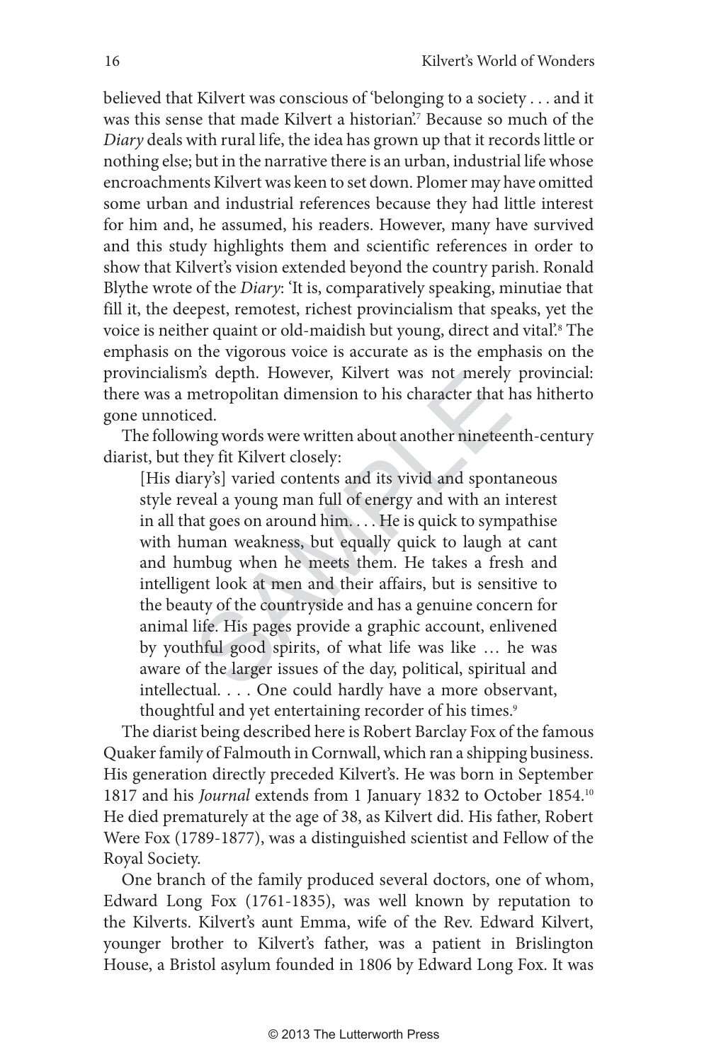believed that Kilvert was conscious of 'belonging to a society . . . and it was this sense that made Kilvert a historian'.[7] Because so much of the *Diary* deals with rural life, the idea has grown up that it records little or nothing else; but in the narrative there is an urban, industrial life whose encroachments Kilvert was keen to set down. Plomer may have omitted some urban and industrial references because they had little interest for him and, he assumed, his readers. However, many have survived and this study highlights them and scientific references in order to show that Kilvert's vision extended beyond the country parish. Ronald Blythe wrote of the *Diary*: 'It is, comparatively speaking, minutiae that fill it, the deepest, remotest, richest provincialism that speaks, yet the voice is neither quaint or old-maidish but young, direct and vital'.[8] The emphasis on the vigorous voice is accurate as is the emphasis on the provincialism's depth. However, Kilvert was not merely provincial: there was a metropolitan dimension to his character that has hitherto gone unnoticed.

The following words were written about another nineteenth-century diarist, but they fit Kilvert closely:

> [His diary's] varied contents and its vivid and spontaneous style reveal a young man full of energy and with an interest in all that goes on around him. . . . He is quick to sympathise with human weakness, but equally quick to laugh at cant and humbug when he meets them. He takes a fresh and intelligent look at men and their affairs, but is sensitive to the beauty of the countryside and has a genuine concern for animal life. His pages provide a graphic account, enlivened by youthful good spirits, of what life was like … he was aware of the larger issues of the day, political, spiritual and intellectual. . . . One could hardly have a more observant, thoughtful and yet entertaining recorder of his times.[9]

The diarist being described here is Robert Barclay Fox of the famous Quaker family of Falmouth in Cornwall, which ran a shipping business. His generation directly preceded Kilvert's. He was born in September 1817 and his *Journal* extends from 1 January 1832 to October 1854.[10] He died prematurely at the age of 38, as Kilvert did. His father, Robert Were Fox (1789-1877), was a distinguished scientist and Fellow of the Royal Society.

One branch of the family produced several doctors, one of whom, Edward Long Fox (1761-1835), was well known by reputation to the Kilverts. Kilvert's aunt Emma, wife of the Rev. Edward Kilvert, younger brother to Kilvert's father, was a patient in Brislington House, a Bristol asylum founded in 1806 by Edward Long Fox. It was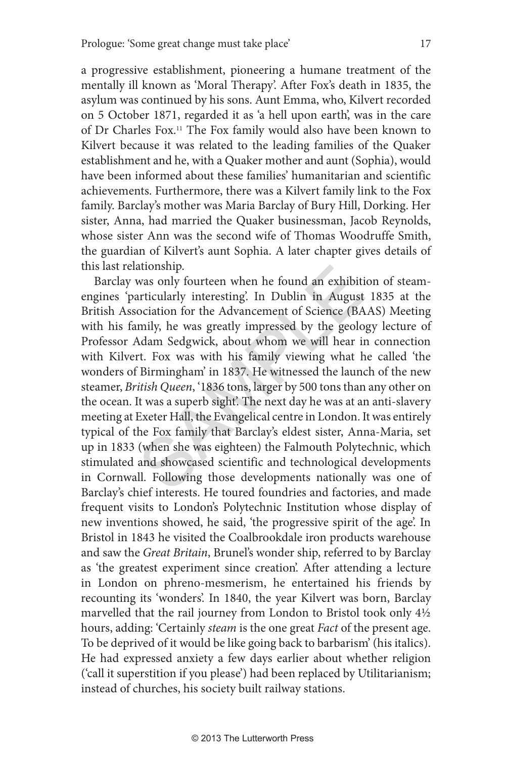a progressive establishment, pioneering a humane treatment of the mentally ill known as 'Moral Therapy'. After Fox's death in 1835, the asylum was continued by his sons. Aunt Emma, who, Kilvert recorded on 5 October 1871, regarded it as 'a hell upon earth', was in the care of Dr Charles Fox.[11] The Fox family would also have been known to Kilvert because it was related to the leading families of the Quaker establishment and he, with a Quaker mother and aunt (Sophia), would have been informed about these families' humanitarian and scientific achievements. Furthermore, there was a Kilvert family link to the Fox family. Barclay's mother was Maria Barclay of Bury Hill, Dorking. Her sister, Anna, had married the Quaker businessman, Jacob Reynolds, whose sister Ann was the second wife of Thomas Woodruffe Smith, the guardian of Kilvert's aunt Sophia. A later chapter gives details of this last relationship.

Barclay was only fourteen when he found an exhibition of steam-engines 'particularly interesting'. In Dublin in August 1835 at the British Association for the Advancement of Science (BAAS) Meeting with his family, he was greatly impressed by the geology lecture of Professor Adam Sedgwick, about whom we will hear in connection with Kilvert. Fox was with his family viewing what he called 'the wonders of Birmingham' in 1837. He witnessed the launch of the new steamer, *British Queen*, '1836 tons, larger by 500 tons than any other on the ocean. It was a superb sight'. The next day he was at an anti-slavery meeting at Exeter Hall, the Evangelical centre in London. It was entirely typical of the Fox family that Barclay's eldest sister, Anna-Maria, set up in 1833 (when she was eighteen) the Falmouth Polytechnic, which stimulated and showcased scientific and technological developments in Cornwall. Following those developments nationally was one of Barclay's chief interests. He toured foundries and factories, and made frequent visits to London's Polytechnic Institution whose display of new inventions showed, he said, 'the progressive spirit of the age'. In Bristol in 1843 he visited the Coalbrookdale iron products warehouse and saw the *Great Britain*, Brunel's wonder ship, referred to by Barclay as 'the greatest experiment since creation'. After attending a lecture in London on phreno-mesmerism, he entertained his friends by recounting its 'wonders'. In 1840, the year Kilvert was born, Barclay marvelled that the rail journey from London to Bristol took only 4½ hours, adding: 'Certainly *steam* is the one great *Fact* of the present age. To be deprived of it would be like going back to barbarism' (his italics). He had expressed anxiety a few days earlier about whether religion ('call it superstition if you please') had been replaced by Utilitarianism; instead of churches, his society built railway stations.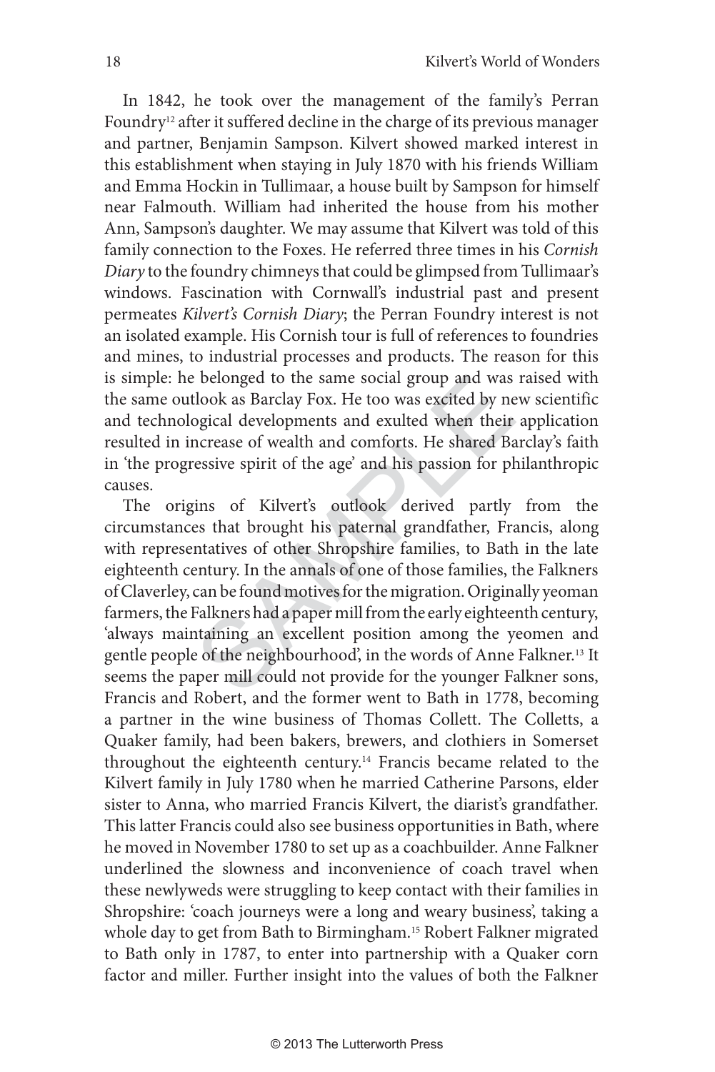In 1842, he took over the management of the family's Perran Foundry[12] after it suffered decline in the charge of its previous manager and partner, Benjamin Sampson. Kilvert showed marked interest in this establishment when staying in July 1870 with his friends William and Emma Hockin in Tullimaar, a house built by Sampson for himself near Falmouth. William had inherited the house from his mother Ann, Sampson's daughter. We may assume that Kilvert was told of this family connection to the Foxes. He referred three times in his *Cornish Diary* to the foundry chimneys that could be glimpsed from Tullimaar's windows. Fascination with Cornwall's industrial past and present permeates *Kilvert's Cornish Diary*; the Perran Foundry interest is not an isolated example. His Cornish tour is full of references to foundries and mines, to industrial processes and products. The reason for this is simple: he belonged to the same social group and was raised with the same outlook as Barclay Fox. He too was excited by new scientific and technological developments and exulted when their application resulted in increase of wealth and comforts. He shared Barclay's faith in 'the progressive spirit of the age' and his passion for philanthropic causes.

The origins of Kilvert's outlook derived partly from the circumstances that brought his paternal grandfather, Francis, along with representatives of other Shropshire families, to Bath in the late eighteenth century. In the annals of one of those families, the Falkners of Claverley, can be found motives for the migration. Originally yeoman farmers, the Falkners had a paper mill from the early eighteenth century, 'always maintaining an excellent position among the yeomen and gentle people of the neighbourhood', in the words of Anne Falkner.[13] It seems the paper mill could not provide for the younger Falkner sons, Francis and Robert, and the former went to Bath in 1778, becoming a partner in the wine business of Thomas Collett. The Colletts, a Quaker family, had been bakers, brewers, and clothiers in Somerset throughout the eighteenth century.[14] Francis became related to the Kilvert family in July 1780 when he married Catherine Parsons, elder sister to Anna, who married Francis Kilvert, the diarist's grandfather. This latter Francis could also see business opportunities in Bath, where he moved in November 1780 to set up as a coachbuilder. Anne Falkner underlined the slowness and inconvenience of coach travel when these newlyweds were struggling to keep contact with their families in Shropshire: 'coach journeys were a long and weary business', taking a whole day to get from Bath to Birmingham.[15] Robert Falkner migrated to Bath only in 1787, to enter into partnership with a Quaker corn factor and miller. Further insight into the values of both the Falkner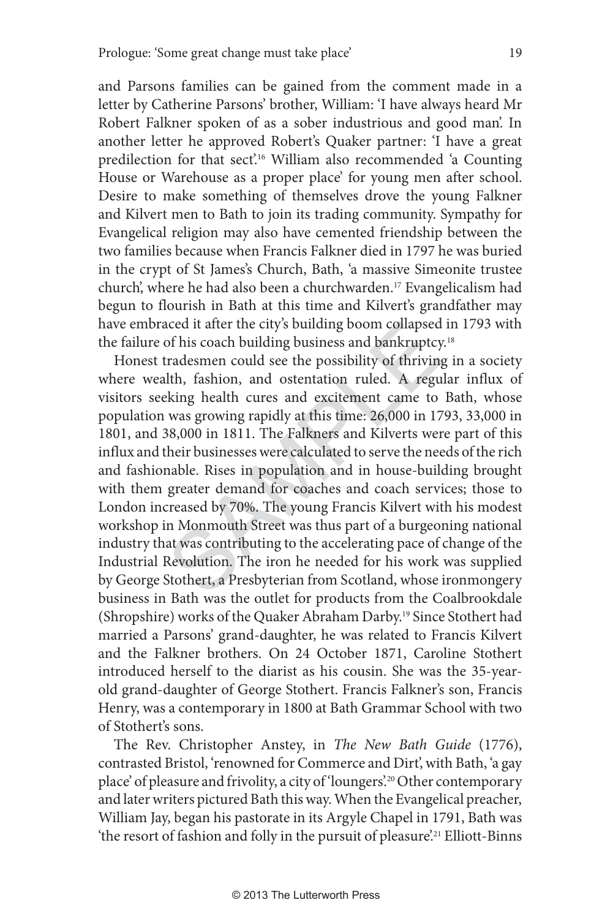and Parsons families can be gained from the comment made in a letter by Catherine Parsons' brother, William: 'I have always heard Mr Robert Falkner spoken of as a sober industrious and good man'. In another letter he approved Robert's Quaker partner: 'I have a great predilection for that sect'.[16] William also recommended 'a Counting House or Warehouse as a proper place' for young men after school. Desire to make something of themselves drove the young Falkner and Kilvert men to Bath to join its trading community. Sympathy for Evangelical religion may also have cemented friendship between the two families because when Francis Falkner died in 1797 he was buried in the crypt of St James's Church, Bath, 'a massive Simeonite trustee church', where he had also been a churchwarden.[17] Evangelicalism had begun to flourish in Bath at this time and Kilvert's grandfather may have embraced it after the city's building boom collapsed in 1793 with the failure of his coach building business and bankruptcy.[18]

Honest tradesmen could see the possibility of thriving in a society where wealth, fashion, and ostentation ruled. A regular influx of visitors seeking health cures and excitement came to Bath, whose population was growing rapidly at this time: 26,000 in 1793, 33,000 in 1801, and 38,000 in 1811. The Falkners and Kilverts were part of this influx and their businesses were calculated to serve the needs of the rich and fashionable. Rises in population and in house-building brought with them greater demand for coaches and coach services; those to London increased by 70%. The young Francis Kilvert with his modest workshop in Monmouth Street was thus part of a burgeoning national industry that was contributing to the accelerating pace of change of the Industrial Revolution. The iron he needed for his work was supplied by George Stothert, a Presbyterian from Scotland, whose ironmongery business in Bath was the outlet for products from the Coalbrookdale (Shropshire) works of the Quaker Abraham Darby.[19] Since Stothert had married a Parsons' grand-daughter, he was related to Francis Kilvert and the Falkner brothers. On 24 October 1871, Caroline Stothert introduced herself to the diarist as his cousin. She was the 35-year-old grand-daughter of George Stothert. Francis Falkner's son, Francis Henry, was a contemporary in 1800 at Bath Grammar School with two of Stothert's sons.

The Rev. Christopher Anstey, in *The New Bath Guide* (1776), contrasted Bristol, 'renowned for Commerce and Dirt', with Bath, 'a gay place' of pleasure and frivolity, a city of 'loungers'.[20] Other contemporary and later writers pictured Bath this way. When the Evangelical preacher, William Jay, began his pastorate in its Argyle Chapel in 1791, Bath was 'the resort of fashion and folly in the pursuit of pleasure'.[21] Elliott-Binns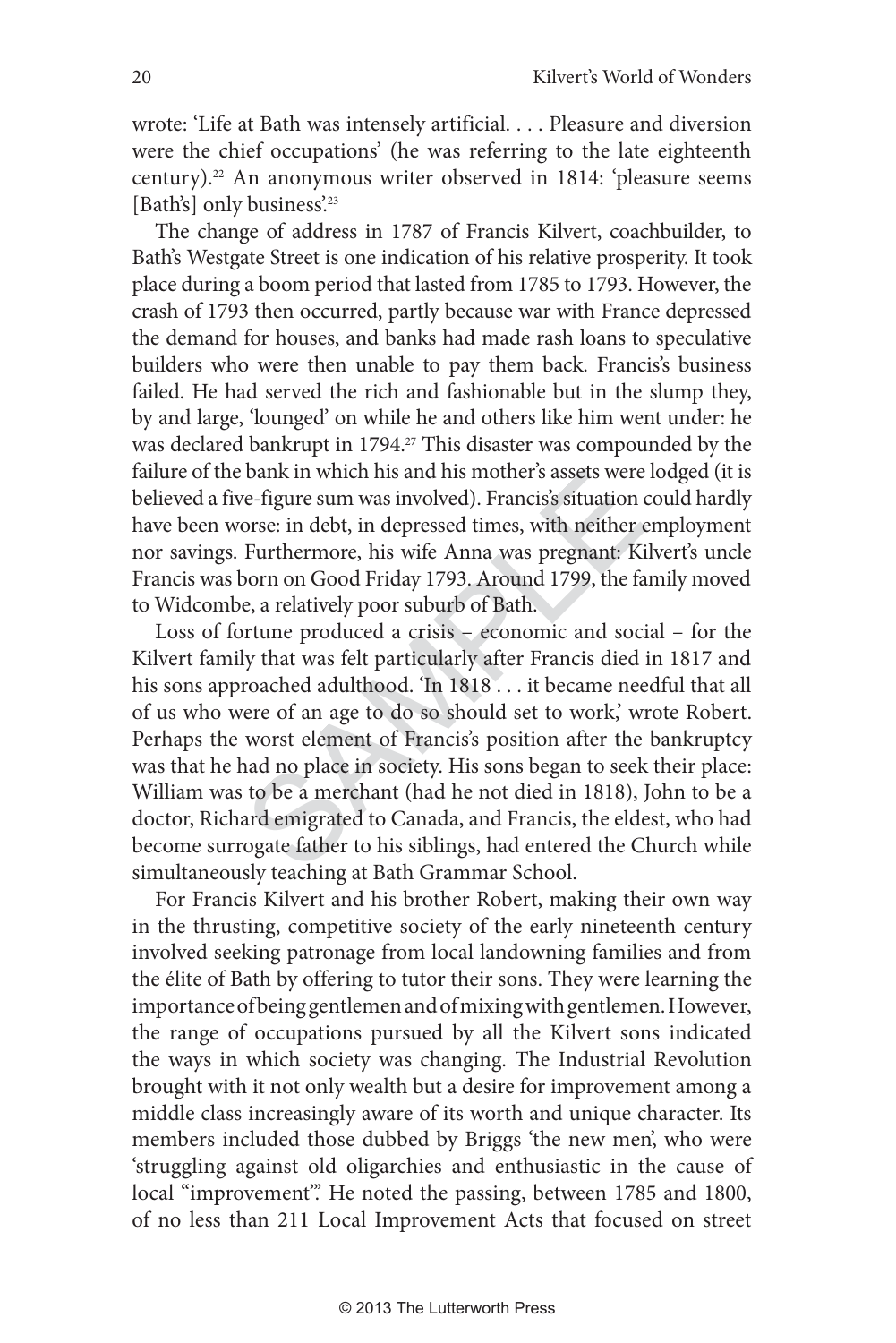wrote: 'Life at Bath was intensely artificial. . . . Pleasure and diversion were the chief occupations' (he was referring to the late eighteenth century).[22] An anonymous writer observed in 1814: 'pleasure seems [Bath's] only business'.[23]

The change of address in 1787 of Francis Kilvert, coachbuilder, to Bath's Westgate Street is one indication of his relative prosperity. It took place during a boom period that lasted from 1785 to 1793. However, the crash of 1793 then occurred, partly because war with France depressed the demand for houses, and banks had made rash loans to speculative builders who were then unable to pay them back. Francis's business failed. He had served the rich and fashionable but in the slump they, by and large, 'lounged' on while he and others like him went under: he was declared bankrupt in 1794.[27] This disaster was compounded by the failure of the bank in which his and his mother's assets were lodged (it is believed a five-figure sum was involved). Francis's situation could hardly have been worse: in debt, in depressed times, with neither employment nor savings. Furthermore, his wife Anna was pregnant: Kilvert's uncle Francis was born on Good Friday 1793. Around 1799, the family moved to Widcombe, a relatively poor suburb of Bath.

Loss of fortune produced a crisis – economic and social – for the Kilvert family that was felt particularly after Francis died in 1817 and his sons approached adulthood. 'In 1818 . . . it became needful that all of us who were of an age to do so should set to work,' wrote Robert. Perhaps the worst element of Francis's position after the bankruptcy was that he had no place in society. His sons began to seek their place: William was to be a merchant (had he not died in 1818), John to be a doctor, Richard emigrated to Canada, and Francis, the eldest, who had become surrogate father to his siblings, had entered the Church while simultaneously teaching at Bath Grammar School.

For Francis Kilvert and his brother Robert, making their own way in the thrusting, competitive society of the early nineteenth century involved seeking patronage from local landowning families and from the élite of Bath by offering to tutor their sons. They were learning the importance of being gentlemen and of mixing with gentlemen. However, the range of occupations pursued by all the Kilvert sons indicated the ways in which society was changing. The Industrial Revolution brought with it not only wealth but a desire for improvement among a middle class increasingly aware of its worth and unique character. Its members included those dubbed by Briggs 'the new men', who were 'struggling against old oligarchies and enthusiastic in the cause of local "improvement"'. He noted the passing, between 1785 and 1800, of no less than 211 Local Improvement Acts that focused on street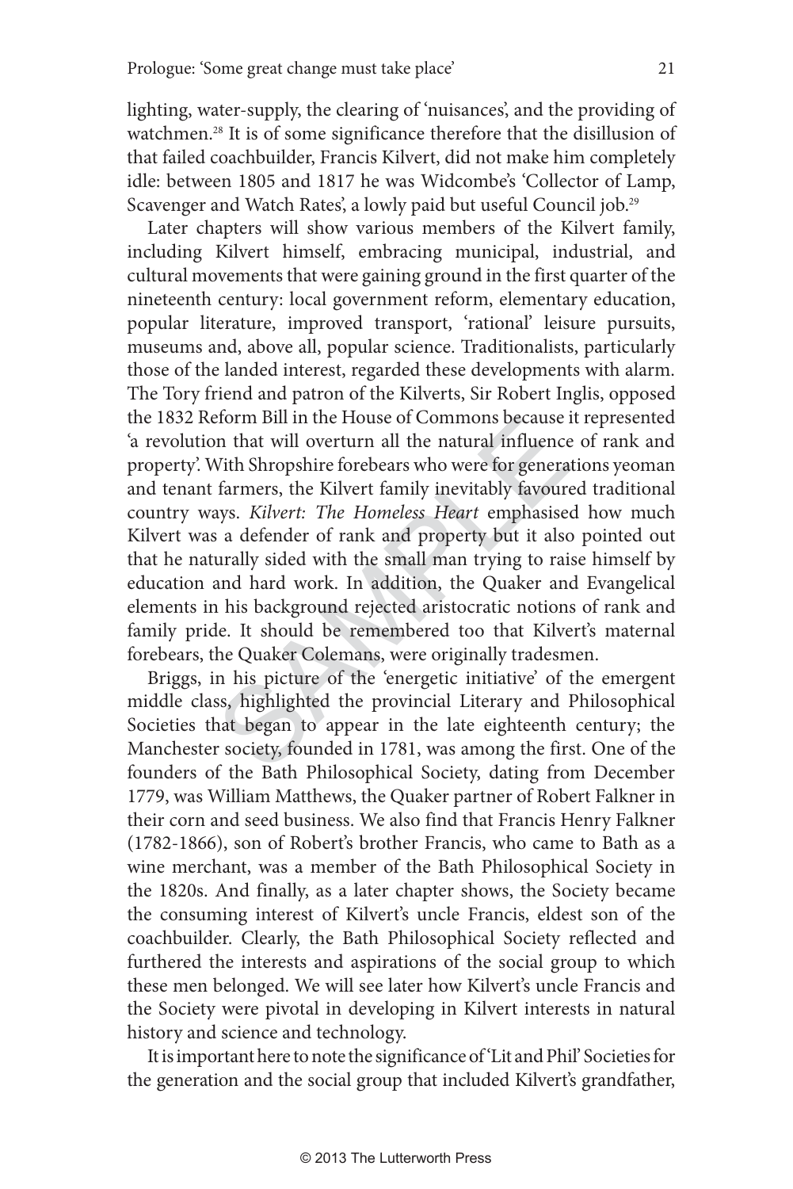lighting, water-supply, the clearing of 'nuisances', and the providing of watchmen.[28] It is of some significance therefore that the disillusion of that failed coachbuilder, Francis Kilvert, did not make him completely idle: between 1805 and 1817 he was Widcombe's 'Collector of Lamp, Scavenger and Watch Rates', a lowly paid but useful Council job.[29]

Later chapters will show various members of the Kilvert family, including Kilvert himself, embracing municipal, industrial, and cultural movements that were gaining ground in the first quarter of the nineteenth century: local government reform, elementary education, popular literature, improved transport, 'rational' leisure pursuits, museums and, above all, popular science. Traditionalists, particularly those of the landed interest, regarded these developments with alarm. The Tory friend and patron of the Kilverts, Sir Robert Inglis, opposed the 1832 Reform Bill in the House of Commons because it represented 'a revolution that will overturn all the natural influence of rank and property'. With Shropshire forebears who were for generations yeoman and tenant farmers, the Kilvert family inevitably favoured traditional country ways. *Kilvert: The Homeless Heart* emphasised how much Kilvert was a defender of rank and property but it also pointed out that he naturally sided with the small man trying to raise himself by education and hard work. In addition, the Quaker and Evangelical elements in his background rejected aristocratic notions of rank and family pride. It should be remembered too that Kilvert's maternal forebears, the Quaker Colemans, were originally tradesmen.

Briggs, in his picture of the 'energetic initiative' of the emergent middle class, highlighted the provincial Literary and Philosophical Societies that began to appear in the late eighteenth century; the Manchester society, founded in 1781, was among the first. One of the founders of the Bath Philosophical Society, dating from December 1779, was William Matthews, the Quaker partner of Robert Falkner in their corn and seed business. We also find that Francis Henry Falkner (1782-1866), son of Robert's brother Francis, who came to Bath as a wine merchant, was a member of the Bath Philosophical Society in the 1820s. And finally, as a later chapter shows, the Society became the consuming interest of Kilvert's uncle Francis, eldest son of the coachbuilder. Clearly, the Bath Philosophical Society reflected and furthered the interests and aspirations of the social group to which these men belonged. We will see later how Kilvert's uncle Francis and the Society were pivotal in developing in Kilvert interests in natural history and science and technology.

It is important here to note the significance of 'Lit and Phil' Societies for the generation and the social group that included Kilvert's grandfather,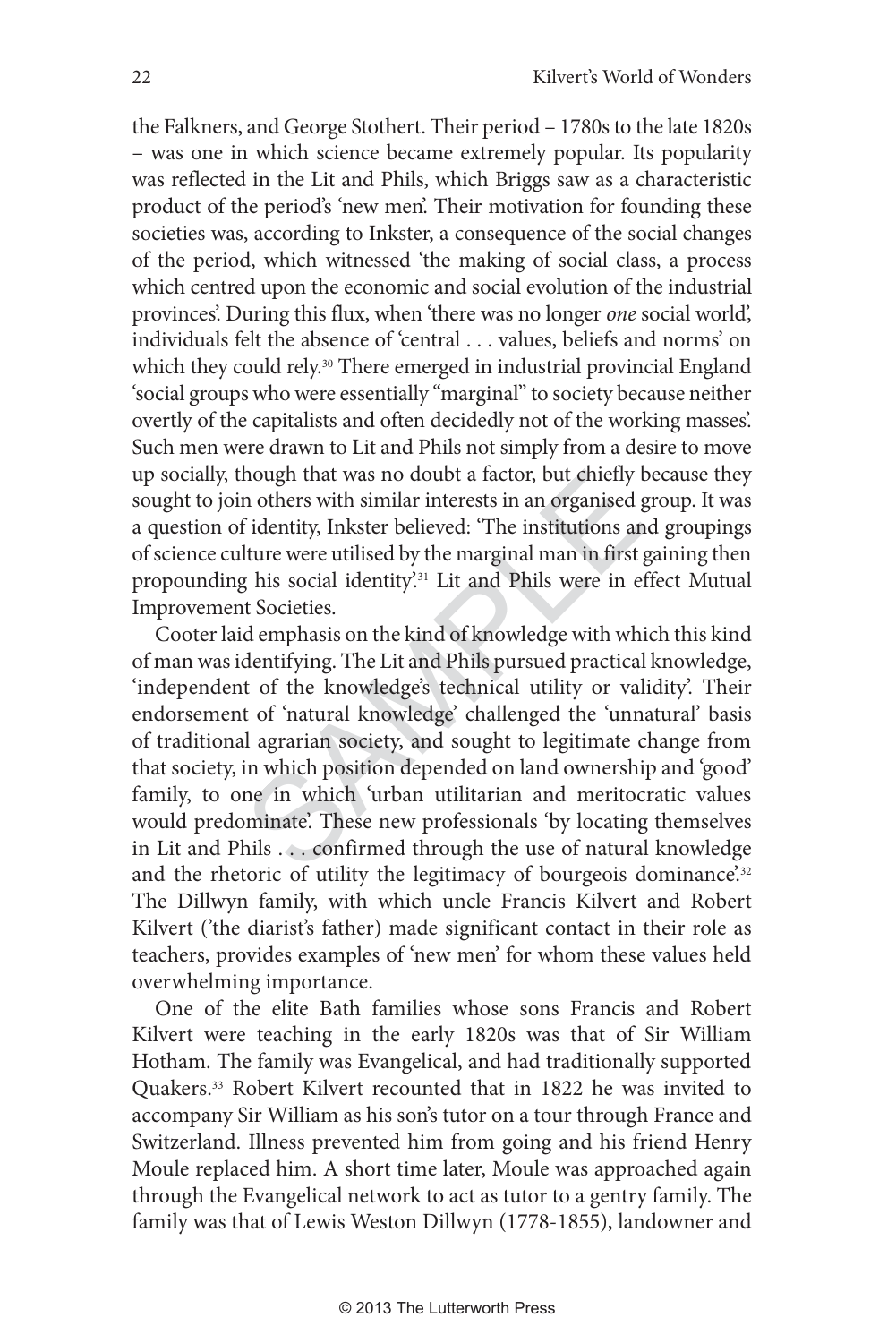the Falkners, and George Stothert. Their period – 1780s to the late 1820s – was one in which science became extremely popular. Its popularity was reflected in the Lit and Phils, which Briggs saw as a characteristic product of the period's 'new men'. Their motivation for founding these societies was, according to Inkster, a consequence of the social changes of the period, which witnessed 'the making of social class, a process which centred upon the economic and social evolution of the industrial provinces'. During this flux, when 'there was no longer *one* social world', individuals felt the absence of 'central . . . values, beliefs and norms' on which they could rely.[30] There emerged in industrial provincial England 'social groups who were essentially "marginal" to society because neither overtly of the capitalists and often decidedly not of the working masses'. Such men were drawn to Lit and Phils not simply from a desire to move up socially, though that was no doubt a factor, but chiefly because they sought to join others with similar interests in an organised group. It was a question of identity, Inkster believed: 'The institutions and groupings of science culture were utilised by the marginal man in first gaining then propounding his social identity'.[31] Lit and Phils were in effect Mutual Improvement Societies.

Cooter laid emphasis on the kind of knowledge with which this kind of man was identifying. The Lit and Phils pursued practical knowledge, 'independent of the knowledge's technical utility or validity'. Their endorsement of 'natural knowledge' challenged the 'unnatural' basis of traditional agrarian society, and sought to legitimate change from that society, in which position depended on land ownership and 'good' family, to one in which 'urban utilitarian and meritocratic values would predominate'. These new professionals 'by locating themselves in Lit and Phils . . . confirmed through the use of natural knowledge and the rhetoric of utility the legitimacy of bourgeois dominance'.[32] The Dillwyn family, with which uncle Francis Kilvert and Robert Kilvert ('the diarist's father) made significant contact in their role as teachers, provides examples of 'new men' for whom these values held overwhelming importance.

One of the elite Bath families whose sons Francis and Robert Kilvert were teaching in the early 1820s was that of Sir William Hotham. The family was Evangelical, and had traditionally supported Quakers.[33] Robert Kilvert recounted that in 1822 he was invited to accompany Sir William as his son's tutor on a tour through France and Switzerland. Illness prevented him from going and his friend Henry Moule replaced him. A short time later, Moule was approached again through the Evangelical network to act as tutor to a gentry family. The family was that of Lewis Weston Dillwyn (1778-1855), landowner and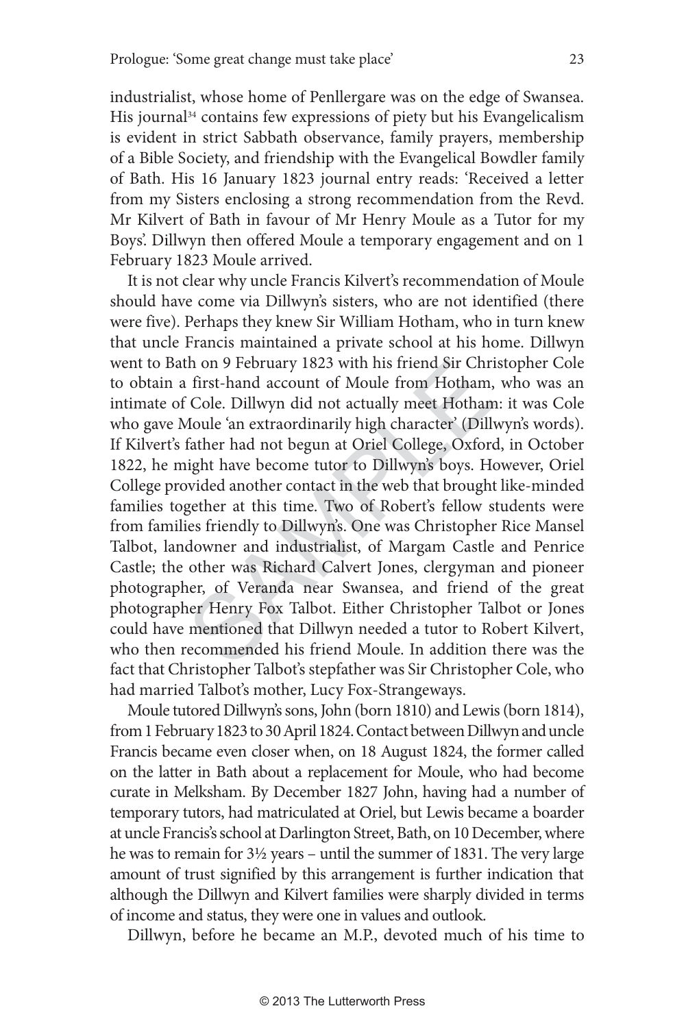industrialist, whose home of Penllergare was on the edge of Swansea. His journal[34] contains few expressions of piety but his Evangelicalism is evident in strict Sabbath observance, family prayers, membership of a Bible Society, and friendship with the Evangelical Bowdler family of Bath. His 16 January 1823 journal entry reads: 'Received a letter from my Sisters enclosing a strong recommendation from the Revd. Mr Kilvert of Bath in favour of Mr Henry Moule as a Tutor for my Boys'. Dillwyn then offered Moule a temporary engagement and on 1 February 1823 Moule arrived.

It is not clear why uncle Francis Kilvert's recommendation of Moule should have come via Dillwyn's sisters, who are not identified (there were five). Perhaps they knew Sir William Hotham, who in turn knew that uncle Francis maintained a private school at his home. Dillwyn went to Bath on 9 February 1823 with his friend Sir Christopher Cole to obtain a first-hand account of Moule from Hotham, who was an intimate of Cole. Dillwyn did not actually meet Hotham: it was Cole who gave Moule 'an extraordinarily high character' (Dillwyn's words). If Kilvert's father had not begun at Oriel College, Oxford, in October 1822, he might have become tutor to Dillwyn's boys. However, Oriel College provided another contact in the web that brought like-minded families together at this time. Two of Robert's fellow students were from families friendly to Dillwyn's. One was Christopher Rice Mansel Talbot, landowner and industrialist, of Margam Castle and Penrice Castle; the other was Richard Calvert Jones, clergyman and pioneer photographer, of Veranda near Swansea, and friend of the great photographer Henry Fox Talbot. Either Christopher Talbot or Jones could have mentioned that Dillwyn needed a tutor to Robert Kilvert, who then recommended his friend Moule. In addition there was the fact that Christopher Talbot's stepfather was Sir Christopher Cole, who had married Talbot's mother, Lucy Fox-Strangeways.

Moule tutored Dillwyn's sons, John (born 1810) and Lewis (born 1814), from 1 February 1823 to 30 April 1824. Contact between Dillwyn and uncle Francis became even closer when, on 18 August 1824, the former called on the latter in Bath about a replacement for Moule, who had become curate in Melksham. By December 1827 John, having had a number of temporary tutors, had matriculated at Oriel, but Lewis became a boarder at uncle Francis's school at Darlington Street, Bath, on 10 December, where he was to remain for 3½ years – until the summer of 1831. The very large amount of trust signified by this arrangement is further indication that although the Dillwyn and Kilvert families were sharply divided in terms of income and status, they were one in values and outlook.

Dillwyn, before he became an M.P., devoted much of his time to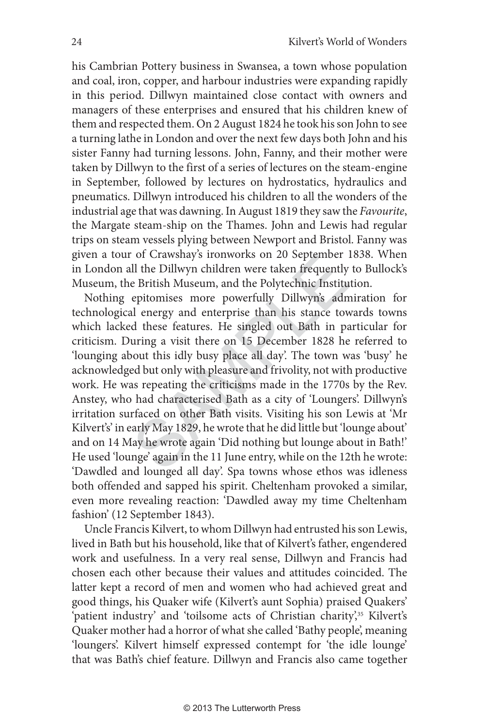his Cambrian Pottery business in Swansea, a town whose population and coal, iron, copper, and harbour industries were expanding rapidly in this period. Dillwyn maintained close contact with owners and managers of these enterprises and ensured that his children knew of them and respected them. On 2 August 1824 he took his son John to see a turning lathe in London and over the next few days both John and his sister Fanny had turning lessons. John, Fanny, and their mother were taken by Dillwyn to the first of a series of lectures on the steam-engine in September, followed by lectures on hydrostatics, hydraulics and pneumatics. Dillwyn introduced his children to all the wonders of the industrial age that was dawning. In August 1819 they saw the *Favourite*, the Margate steam-ship on the Thames. John and Lewis had regular trips on steam vessels plying between Newport and Bristol. Fanny was given a tour of Crawshay's ironworks on 20 September 1838. When in London all the Dillwyn children were taken frequently to Bullock's Museum, the British Museum, and the Polytechnic Institution.

Nothing epitomises more powerfully Dillwyn's admiration for technological energy and enterprise than his stance towards towns which lacked these features. He singled out Bath in particular for criticism. During a visit there on 15 December 1828 he referred to 'lounging about this idly busy place all day'. The town was 'busy' he acknowledged but only with pleasure and frivolity, not with productive work. He was repeating the criticisms made in the 1770s by the Rev. Anstey, who had characterised Bath as a city of 'Loungers'. Dillwyn's irritation surfaced on other Bath visits. Visiting his son Lewis at 'Mr Kilvert's' in early May 1829, he wrote that he did little but 'lounge about' and on 14 May he wrote again 'Did nothing but lounge about in Bath!' He used 'lounge' again in the 11 June entry, while on the 12th he wrote: 'Dawdled and lounged all day'. Spa towns whose ethos was idleness both offended and sapped his spirit. Cheltenham provoked a similar, even more revealing reaction: 'Dawdled away my time Cheltenham fashion' (12 September 1843).

Uncle Francis Kilvert, to whom Dillwyn had entrusted his son Lewis, lived in Bath but his household, like that of Kilvert's father, engendered work and usefulness. In a very real sense, Dillwyn and Francis had chosen each other because their values and attitudes coincided. The latter kept a record of men and women who had achieved great and good things, his Quaker wife (Kilvert's aunt Sophia) praised Quakers' 'patient industry' and 'toilsome acts of Christian charity',[35] Kilvert's Quaker mother had a horror of what she called 'Bathy people', meaning 'loungers'. Kilvert himself expressed contempt for 'the idle lounge' that was Bath's chief feature. Dillwyn and Francis also came together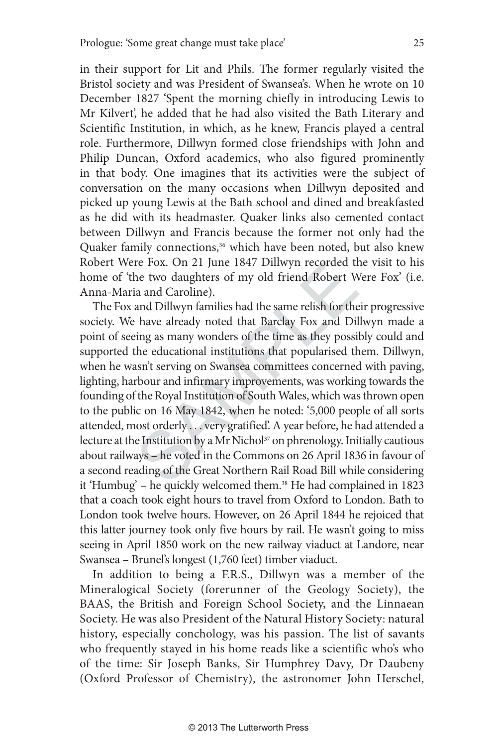in their support for Lit and Phils. The former regularly visited the Bristol society and was President of Swansea's. When he wrote on 10 December 1827 'Spent the morning chiefly in introducing Lewis to Mr Kilvert', he added that he had also visited the Bath Literary and Scientific Institution, in which, as he knew, Francis played a central role. Furthermore, Dillwyn formed close friendships with John and Philip Duncan, Oxford academics, who also figured prominently in that body. One imagines that its activities were the subject of conversation on the many occasions when Dillwyn deposited and picked up young Lewis at the Bath school and dined and breakfasted as he did with its headmaster. Quaker links also cemented contact between Dillwyn and Francis because the former not only had the Quaker family connections,[36] which have been noted, but also knew Robert Were Fox. On 21 June 1847 Dillwyn recorded the visit to his home of 'the two daughters of my old friend Robert Were Fox' (i.e. Anna-Maria and Caroline).

The Fox and Dillwyn families had the same relish for their progressive society. We have already noted that Barclay Fox and Dillwyn made a point of seeing as many wonders of the time as they possibly could and supported the educational institutions that popularised them. Dillwyn, when he wasn't serving on Swansea committees concerned with paving, lighting, harbour and infirmary improvements, was working towards the founding of the Royal Institution of South Wales, which was thrown open to the public on 16 May 1842, when he noted: '5,000 people of all sorts attended, most orderly . . . very gratified'. A year before, he had attended a lecture at the Institution by a Mr Nichol[37] on phrenology. Initially cautious about railways – he voted in the Commons on 26 April 1836 in favour of a second reading of the Great Northern Rail Road Bill while considering it 'Humbug' – he quickly welcomed them.[38] He had complained in 1823 that a coach took eight hours to travel from Oxford to London. Bath to London took twelve hours. However, on 26 April 1844 he rejoiced that this latter journey took only five hours by rail. He wasn't going to miss seeing in April 1850 work on the new railway viaduct at Landore, near Swansea – Brunel's longest (1,760 feet) timber viaduct.

In addition to being a F.R.S., Dillwyn was a member of the Mineralogical Society (forerunner of the Geology Society), the BAAS, the British and Foreign School Society, and the Linnaean Society. He was also President of the Natural History Society: natural history, especially conchology, was his passion. The list of savants who frequently stayed in his home reads like a scientific who's who of the time: Sir Joseph Banks, Sir Humphrey Davy, Dr Daubeny (Oxford Professor of Chemistry), the astronomer John Herschel,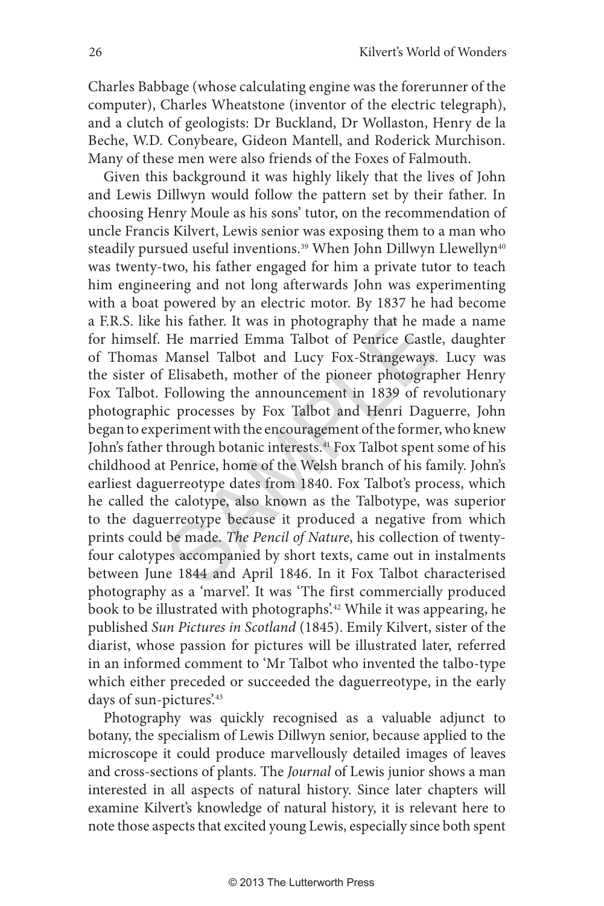Charles Babbage (whose calculating engine was the forerunner of the computer), Charles Wheatstone (inventor of the electric telegraph), and a clutch of geologists: Dr Buckland, Dr Wollaston, Henry de la Beche, W.D. Conybeare, Gideon Mantell, and Roderick Murchison. Many of these men were also friends of the Foxes of Falmouth.

Given this background it was highly likely that the lives of John and Lewis Dillwyn would follow the pattern set by their father. In choosing Henry Moule as his sons' tutor, on the recommendation of uncle Francis Kilvert, Lewis senior was exposing them to a man who steadily pursued useful inventions.[39] When John Dillwyn Llewellyn[40] was twenty-two, his father engaged for him a private tutor to teach him engineering and not long afterwards John was experimenting with a boat powered by an electric motor. By 1837 he had become a F.R.S. like his father. It was in photography that he made a name for himself. He married Emma Talbot of Penrice Castle, daughter of Thomas Mansel Talbot and Lucy Fox-Strangeways. Lucy was the sister of Elisabeth, mother of the pioneer photographer Henry Fox Talbot. Following the announcement in 1839 of revolutionary photographic processes by Fox Talbot and Henri Daguerre, John began to experiment with the encouragement of the former, who knew John's father through botanic interests.[41] Fox Talbot spent some of his childhood at Penrice, home of the Welsh branch of his family. John's earliest daguerreotype dates from 1840. Fox Talbot's process, which he called the calotype, also known as the Talbotype, was superior to the daguerreotype because it produced a negative from which prints could be made. *The Pencil of Nature*, his collection of twenty-four calotypes accompanied by short texts, came out in instalments between June 1844 and April 1846. In it Fox Talbot characterised photography as a 'marvel'. It was 'The first commercially produced book to be illustrated with photographs'.[42] While it was appearing, he published *Sun Pictures in Scotland* (1845). Emily Kilvert, sister of the diarist, whose passion for pictures will be illustrated later, referred in an informed comment to 'Mr Talbot who invented the talbo-type which either preceded or succeeded the daguerreotype, in the early days of sun-pictures'.[43]

Photography was quickly recognised as a valuable adjunct to botany, the specialism of Lewis Dillwyn senior, because applied to the microscope it could produce marvellously detailed images of leaves and cross-sections of plants. The *Journal* of Lewis junior shows a man interested in all aspects of natural history. Since later chapters will examine Kilvert's knowledge of natural history, it is relevant here to note those aspects that excited young Lewis, especially since both spent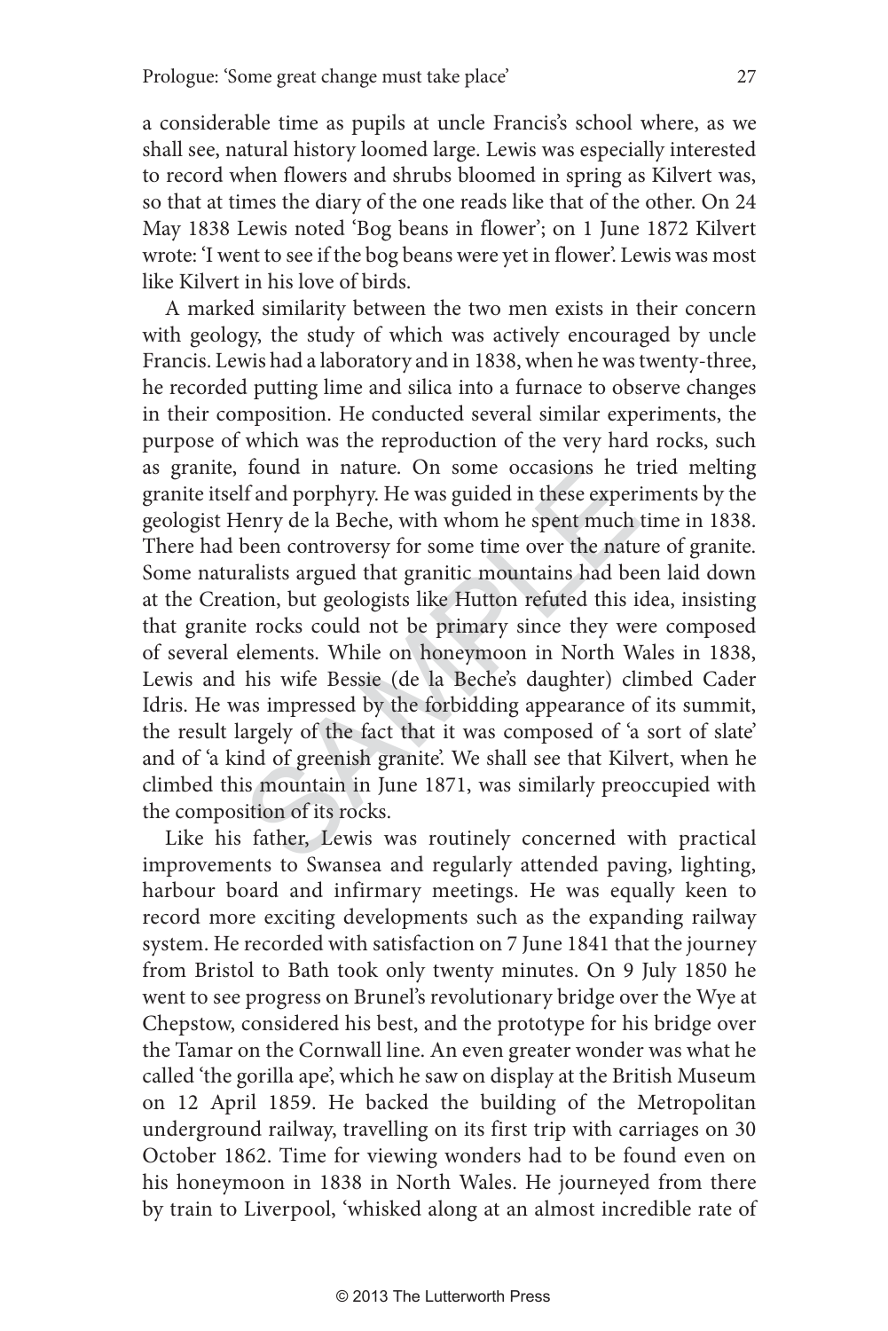a considerable time as pupils at uncle Francis's school where, as we shall see, natural history loomed large. Lewis was especially interested to record when flowers and shrubs bloomed in spring as Kilvert was, so that at times the diary of the one reads like that of the other. On 24 May 1838 Lewis noted 'Bog beans in flower'; on 1 June 1872 Kilvert wrote: 'I went to see if the bog beans were yet in flower'. Lewis was most like Kilvert in his love of birds.

A marked similarity between the two men exists in their concern with geology, the study of which was actively encouraged by uncle Francis. Lewis had a laboratory and in 1838, when he was twenty-three, he recorded putting lime and silica into a furnace to observe changes in their composition. He conducted several similar experiments, the purpose of which was the reproduction of the very hard rocks, such as granite, found in nature. On some occasions he tried melting granite itself and porphyry. He was guided in these experiments by the geologist Henry de la Beche, with whom he spent much time in 1838. There had been controversy for some time over the nature of granite. Some naturalists argued that granitic mountains had been laid down at the Creation, but geologists like Hutton refuted this idea, insisting that granite rocks could not be primary since they were composed of several elements. While on honeymoon in North Wales in 1838, Lewis and his wife Bessie (de la Beche's daughter) climbed Cader Idris. He was impressed by the forbidding appearance of its summit, the result largely of the fact that it was composed of 'a sort of slate' and of 'a kind of greenish granite'. We shall see that Kilvert, when he climbed this mountain in June 1871, was similarly preoccupied with the composition of its rocks.

Like his father, Lewis was routinely concerned with practical improvements to Swansea and regularly attended paving, lighting, harbour board and infirmary meetings. He was equally keen to record more exciting developments such as the expanding railway system. He recorded with satisfaction on 7 June 1841 that the journey from Bristol to Bath took only twenty minutes. On 9 July 1850 he went to see progress on Brunel's revolutionary bridge over the Wye at Chepstow, considered his best, and the prototype for his bridge over the Tamar on the Cornwall line. An even greater wonder was what he called 'the gorilla ape', which he saw on display at the British Museum on 12 April 1859. He backed the building of the Metropolitan underground railway, travelling on its first trip with carriages on 30 October 1862. Time for viewing wonders had to be found even on his honeymoon in 1838 in North Wales. He journeyed from there by train to Liverpool, 'whisked along at an almost incredible rate of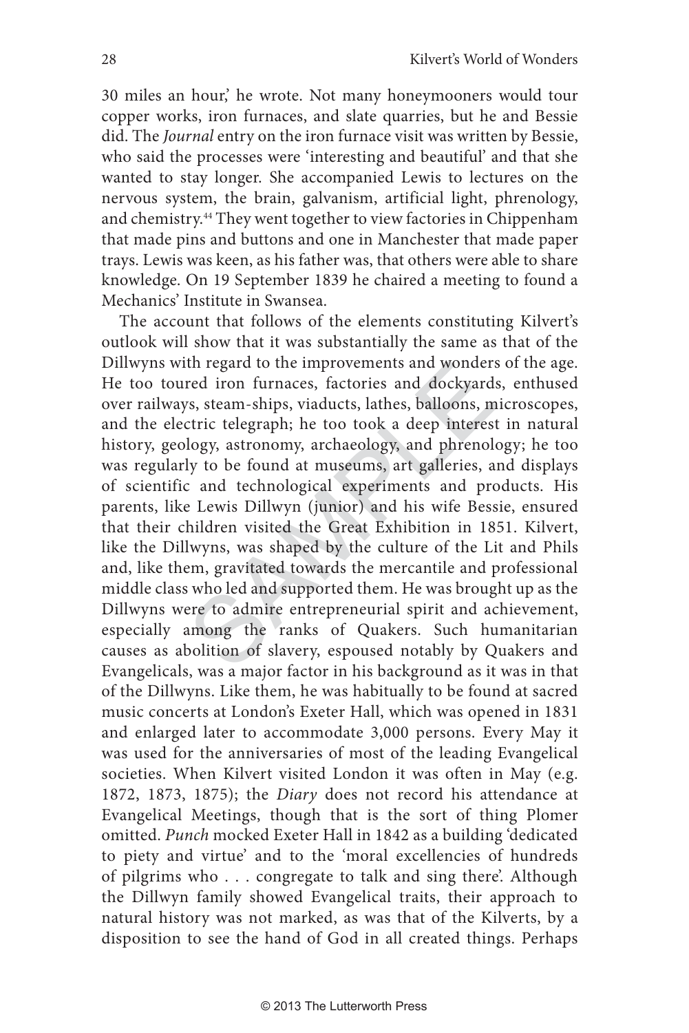30 miles an hour,' he wrote. Not many honeymooners would tour copper works, iron furnaces, and slate quarries, but he and Bessie did. The *Journal* entry on the iron furnace visit was written by Bessie, who said the processes were 'interesting and beautiful' and that she wanted to stay longer. She accompanied Lewis to lectures on the nervous system, the brain, galvanism, artificial light, phrenology, and chemistry.[44] They went together to view factories in Chippenham that made pins and buttons and one in Manchester that made paper trays. Lewis was keen, as his father was, that others were able to share knowledge. On 19 September 1839 he chaired a meeting to found a Mechanics' Institute in Swansea.

The account that follows of the elements constituting Kilvert's outlook will show that it was substantially the same as that of the Dillwyns with regard to the improvements and wonders of the age. He too toured iron furnaces, factories and dockyards, enthused over railways, steam-ships, viaducts, lathes, balloons, microscopes, and the electric telegraph; he too took a deep interest in natural history, geology, astronomy, archaeology, and phrenology; he too was regularly to be found at museums, art galleries, and displays of scientific and technological experiments and products. His parents, like Lewis Dillwyn (junior) and his wife Bessie, ensured that their children visited the Great Exhibition in 1851. Kilvert, like the Dillwyns, was shaped by the culture of the Lit and Phils and, like them, gravitated towards the mercantile and professional middle class who led and supported them. He was brought up as the Dillwyns were to admire entrepreneurial spirit and achievement, especially among the ranks of Quakers. Such humanitarian causes as abolition of slavery, espoused notably by Quakers and Evangelicals, was a major factor in his background as it was in that of the Dillwyns. Like them, he was habitually to be found at sacred music concerts at London's Exeter Hall, which was opened in 1831 and enlarged later to accommodate 3,000 persons. Every May it was used for the anniversaries of most of the leading Evangelical societies. When Kilvert visited London it was often in May (e.g. 1872, 1873, 1875); the *Diary* does not record his attendance at Evangelical Meetings, though that is the sort of thing Plomer omitted. *Punch* mocked Exeter Hall in 1842 as a building 'dedicated to piety and virtue' and to the 'moral excellencies of hundreds of pilgrims who . . . congregate to talk and sing there'. Although the Dillwyn family showed Evangelical traits, their approach to natural history was not marked, as was that of the Kilverts, by a disposition to see the hand of God in all created things. Perhaps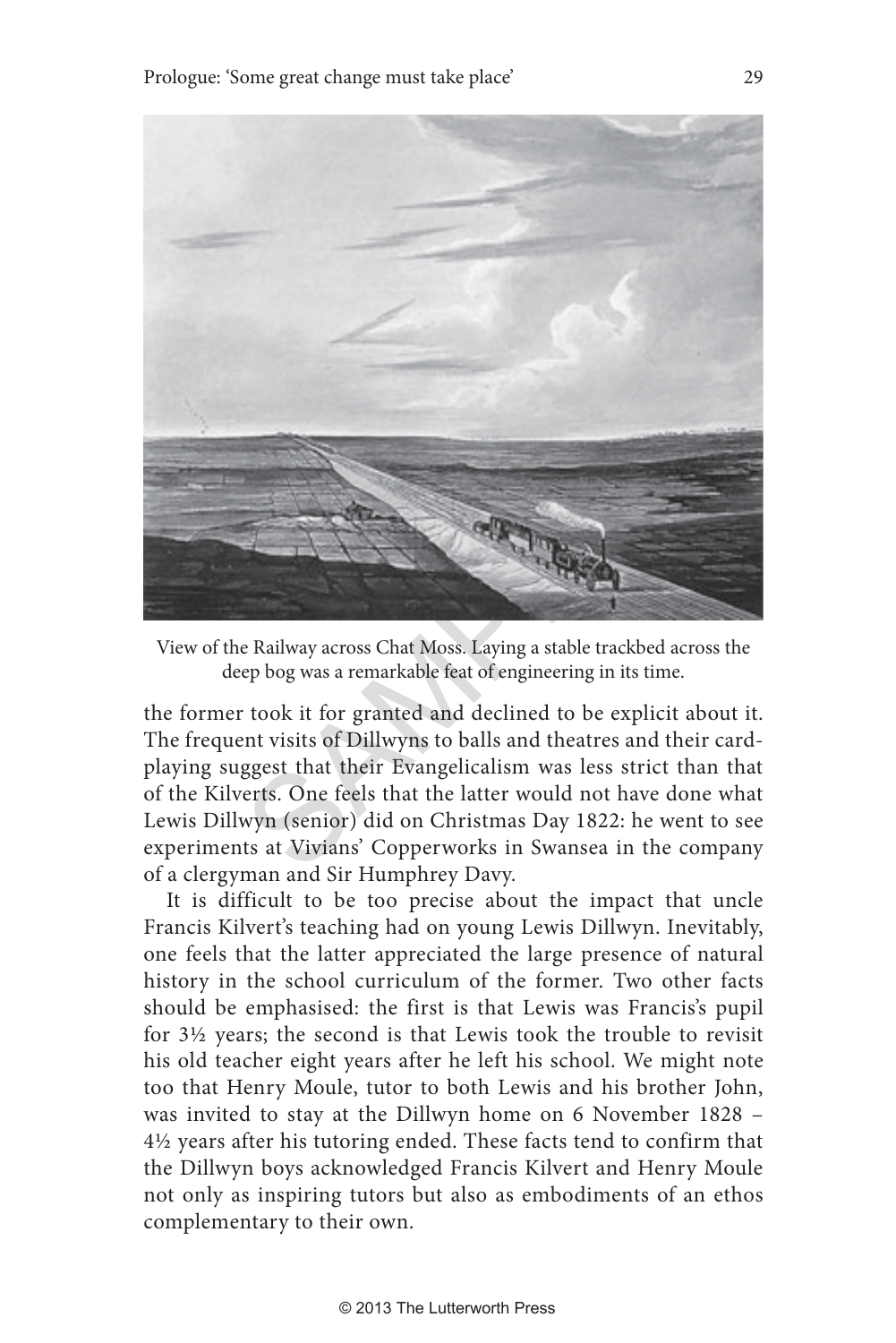View of the Railway across Chat Moss. Laying a stable trackbed across the deep bog was a remarkable feat of engineering in its time.

the former took it for granted and declined to be explicit about it. The frequent visits of Dillwyns to balls and theatres and their card-playing suggest that their Evangelicalism was less strict than that of the Kilverts. One feels that the latter would not have done what Lewis Dillwyn (senior) did on Christmas Day 1822: he went to see experiments at Vivians' Copperworks in Swansea in the company of a clergyman and Sir Humphrey Davy.

It is difficult to be too precise about the impact that uncle Francis Kilvert's teaching had on young Lewis Dillwyn. Inevitably, one feels that the latter appreciated the large presence of natural history in the school curriculum of the former. Two other facts should be emphasised: the first is that Lewis was Francis's pupil for 3½ years; the second is that Lewis took the trouble to revisit his old teacher eight years after he left his school. We might note too that Henry Moule, tutor to both Lewis and his brother John, was invited to stay at the Dillwyn home on 6 November 1828 – 4½ years after his tutoring ended. These facts tend to confirm that the Dillwyn boys acknowledged Francis Kilvert and Henry Moule not only as inspiring tutors but also as embodiments of an ethos complementary to their own.